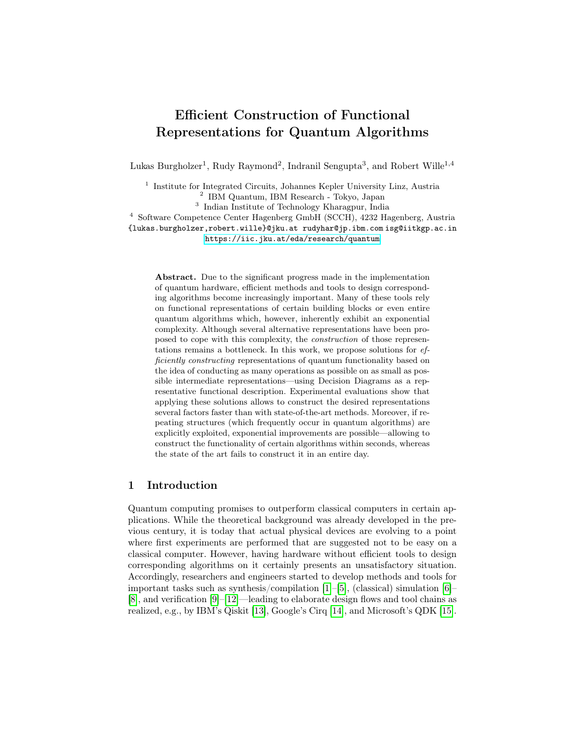# Efficient Construction of Functional Representations for Quantum Algorithms

Lukas Burgholzer[1], Rudy Raymond[2], Indranil Sengupta[3], and Robert Wille[1,4]

[1] Institute for Integrated Circuits, Johannes Kepler University Linz, Austria
[2] IBM Quantum, IBM Research - Tokyo, Japan
[3] Indian Institute of Technology Kharagpur, India
[4] Software Competence Center Hagenberg GmbH (SCCH), 4232 Hagenberg, Austria
{lukas.burgholzer,robert.wille}@jku.at rudyhar@jp.ibm.com isg@iitkgp.ac.in
https://iic.jku.at/eda/research/quantum

**Abstract.** Due to the significant progress made in the implementation of quantum hardware, efficient methods and tools to design corresponding algorithms become increasingly important. Many of these tools rely on functional representations of certain building blocks or even entire quantum algorithms which, however, inherently exhibit an exponential complexity. Although several alternative representations have been proposed to cope with this complexity, the *construction* of those representations remains a bottleneck. In this work, we propose solutions for *efficiently constructing* representations of quantum functionality based on the idea of conducting as many operations as possible on as small as possible intermediate representations—using Decision Diagrams as a representative functional description. Experimental evaluations show that applying these solutions allows to construct the desired representations several factors faster than with state-of-the-art methods. Moreover, if repeating structures (which frequently occur in quantum algorithms) are explicitly exploited, exponential improvements are possible—allowing to construct the functionality of certain algorithms within seconds, whereas the state of the art fails to construct it in an entire day.

## 1 Introduction

Quantum computing promises to outperform classical computers in certain applications. While the theoretical background was already developed in the previous century, it is today that actual physical devices are evolving to a point where first experiments are performed that are suggested not to be easy on a classical computer. However, having hardware without efficient tools to design corresponding algorithms on it certainly presents an unsatisfactory situation. Accordingly, researchers and engineers started to develop methods and tools for important tasks such as synthesis/compilation [1]–[5], (classical) simulation [6]–[8], and verification [9]–[12]—leading to elaborate design flows and tool chains as realized, e.g., by IBM's Qiskit [13], Google's Cirq [14], and Microsoft's QDK [15].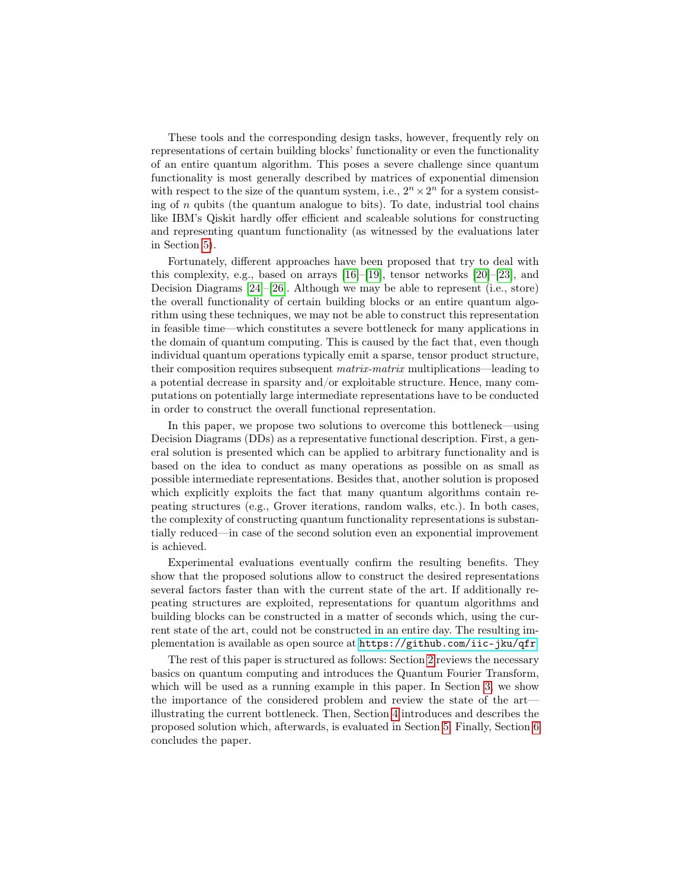These tools and the corresponding design tasks, however, frequently rely on representations of certain building blocks' functionality or even the functionality of an entire quantum algorithm. This poses a severe challenge since quantum functionality is most generally described by matrices of exponential dimension with respect to the size of the quantum system, i.e., $2^n \times 2^n$ for a system consisting of $n$ qubits (the quantum analogue to bits). To date, industrial tool chains like IBM's Qiskit hardly offer efficient and scaleable solutions for constructing and representing quantum functionality (as witnessed by the evaluations later in Section 5).

Fortunately, different approaches have been proposed that try to deal with this complexity, e.g., based on arrays [16]–[19], tensor networks [20]–[23], and Decision Diagrams [24]–[26]. Although we may be able to represent (i.e., store) the overall functionality of certain building blocks or an entire quantum algorithm using these techniques, we may not be able to construct this representation in feasible time—which constitutes a severe bottleneck for many applications in the domain of quantum computing. This is caused by the fact that, even though individual quantum operations typically emit a sparse, tensor product structure, their composition requires subsequent *matrix-matrix* multiplications—leading to a potential decrease in sparsity and/or exploitable structure. Hence, many computations on potentially large intermediate representations have to be conducted in order to construct the overall functional representation.

In this paper, we propose two solutions to overcome this bottleneck—using Decision Diagrams (DDs) as a representative functional description. First, a general solution is presented which can be applied to arbitrary functionality and is based on the idea to conduct as many operations as possible on as small as possible intermediate representations. Besides that, another solution is proposed which explicitly exploits the fact that many quantum algorithms contain repeating structures (e.g., Grover iterations, random walks, etc.). In both cases, the complexity of constructing quantum functionality representations is substantially reduced—in case of the second solution even an exponential improvement is achieved.

Experimental evaluations eventually confirm the resulting benefits. They show that the proposed solutions allow to construct the desired representations several factors faster than with the current state of the art. If additionally repeating structures are exploited, representations for quantum algorithms and building blocks can be constructed in a matter of seconds which, using the current state of the art, could not be constructed in an entire day. The resulting implementation is available as open source at `https://github.com/iic-jku/qfr`.

The rest of this paper is structured as follows: Section 2 reviews the necessary basics on quantum computing and introduces the Quantum Fourier Transform, which will be used as a running example in this paper. In Section 3, we show the importance of the considered problem and review the state of the art—illustrating the current bottleneck. Then, Section 4 introduces and describes the proposed solution which, afterwards, is evaluated in Section 5. Finally, Section 6 concludes the paper.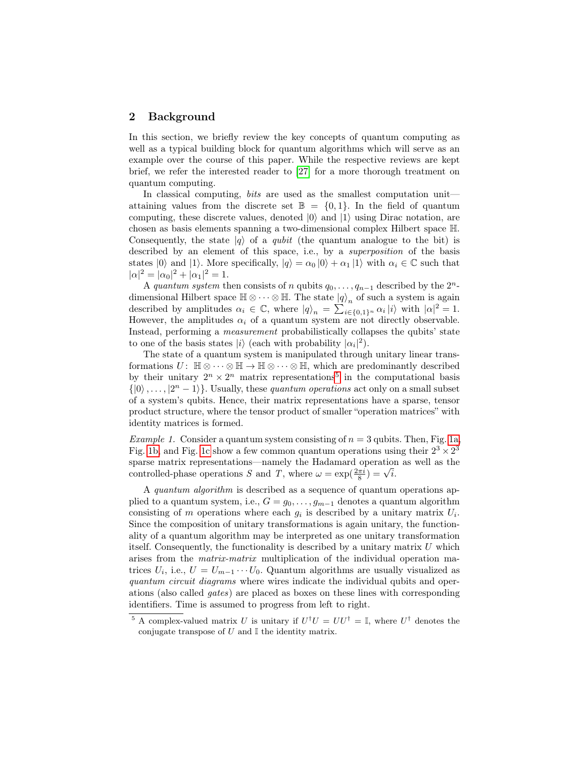## 2 Background

In this section, we briefly review the key concepts of quantum computing as well as a typical building block for quantum algorithms which will serve as an example over the course of this paper. While the respective reviews are kept brief, we refer the interested reader to [27] for a more thorough treatment on quantum computing.

In classical computing, *bits* are used as the smallest computation unit—attaining values from the discrete set $\mathbb{B} = \{0, 1\}$. In the field of quantum computing, these discrete values, denoted $|0\rangle$ and $|1\rangle$ using Dirac notation, are chosen as basis elements spanning a two-dimensional complex Hilbert space $\mathbb{H}$. Consequently, the state $|q\rangle$ of a *qubit* (the quantum analogue to the bit) is described by an element of this space, i.e., by a *superposition* of the basis states $|0\rangle$ and $|1\rangle$. More specifically, $|q\rangle = \alpha_0 |0\rangle + \alpha_1 |1\rangle$ with $\alpha_i \in \mathbb{C}$ such that $|\alpha|^2 = |\alpha_0|^2 + |\alpha_1|^2 = 1$.

A *quantum system* then consists of $n$ qubits $q_0, \ldots, q_{n-1}$ described by the $2^n$-dimensional Hilbert space $\mathbb{H} \otimes \cdots \otimes \mathbb{H}$. The state $|q\rangle_n$ of such a system is again described by amplitudes $\alpha_i \in \mathbb{C}$, where $|q\rangle_n = \sum_{i \in \{0,1\}^n} \alpha_i |i\rangle$ with $|\alpha|^2 = 1$. However, the amplitudes $\alpha_i$ of a quantum system are not directly observable. Instead, performing a *measurement* probabilistically collapses the qubits' state to one of the basis states $|i\rangle$ (each with probability $|\alpha_i|^2$).

The state of a quantum system is manipulated through unitary linear transformations $U\colon \mathbb{H} \otimes \cdots \otimes \mathbb{H} \to \mathbb{H} \otimes \cdots \otimes \mathbb{H}$, which are predominantly described by their unitary $2^n \times 2^n$ matrix representations[5] in the computational basis $\{|0\rangle, \ldots, |2^n - 1\rangle\}$. Usually, these *quantum operations* act only on a small subset of a system's qubits. Hence, their matrix representations have a sparse, tensor product structure, where the tensor product of smaller "operation matrices" with identity matrices is formed.

*Example 1.* Consider a quantum system consisting of $n = 3$ qubits. Then, Fig. 1a, Fig. 1b, and Fig. 1c show a few common quantum operations using their $2^3 \times 2^3$ sparse matrix representations—namely the Hadamard operation as well as the controlled-phase operations $S$ and $T$, where $\omega = \exp(\frac{2\pi i}{8}) = \sqrt{i}$.

A *quantum algorithm* is described as a sequence of quantum operations applied to a quantum system, i.e., $G = g_0, \ldots, g_{m-1}$ denotes a quantum algorithm consisting of $m$ operations where each $g_i$ is described by a unitary matrix $U_i$. Since the composition of unitary transformations is again unitary, the functionality of a quantum algorithm may be interpreted as one unitary transformation itself. Consequently, the functionality is described by a unitary matrix $U$ which arises from the *matrix-matrix* multiplication of the individual operation matrices $U_i$, i.e., $U = U_{m-1} \cdots U_0$. Quantum algorithms are usually visualized as *quantum circuit diagrams* where wires indicate the individual qubits and operations (also called *gates*) are placed as boxes on these lines with corresponding identifiers. Time is assumed to progress from left to right.

[5] A complex-valued matrix $U$ is unitary if $U^\dagger U = UU^\dagger = \mathbb{I}$, where $U^\dagger$ denotes the conjugate transpose of $U$ and $\mathbb{I}$ the identity matrix.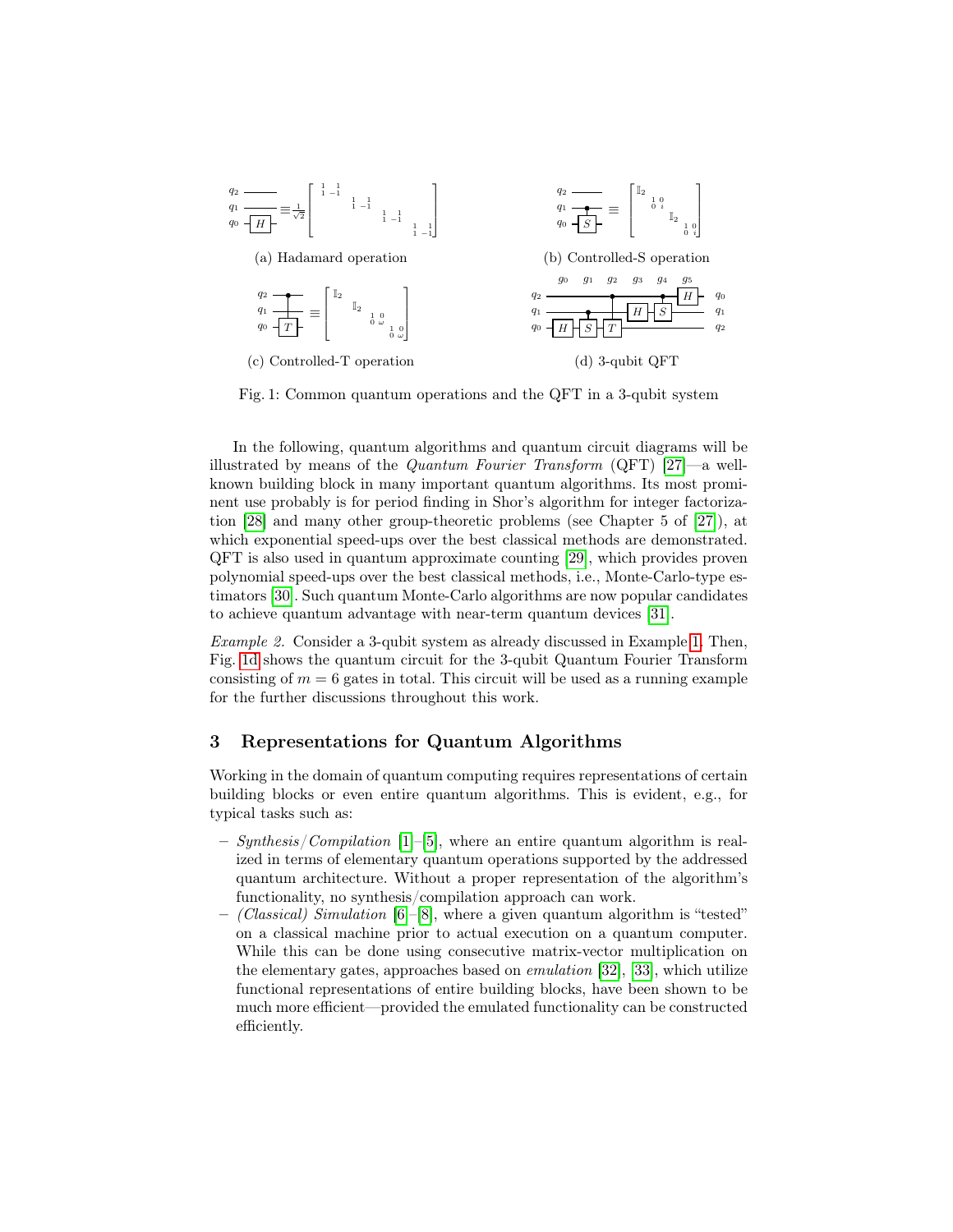(a) Hadamard operation

(b) Controlled-S operation

(c) Controlled-T operation

(d) 3-qubit QFT

Fig. 1: Common quantum operations and the QFT in a 3-qubit system

In the following, quantum algorithms and quantum circuit diagrams will be illustrated by means of the *Quantum Fourier Transform* (QFT) [27]—a well-known building block in many important quantum algorithms. Its most prominent use probably is for period finding in Shor's algorithm for integer factorization [28] and many other group-theoretic problems (see Chapter 5 of [27]), at which exponential speed-ups over the best classical methods are demonstrated. QFT is also used in quantum approximate counting [29], which provides proven polynomial speed-ups over the best classical methods, i.e., Monte-Carlo-type estimators [30]. Such quantum Monte-Carlo algorithms are now popular candidates to achieve quantum advantage with near-term quantum devices [31].

*Example 2.* Consider a 3-qubit system as already discussed in Example 1. Then, Fig. 1d shows the quantum circuit for the 3-qubit Quantum Fourier Transform consisting of $m = 6$ gates in total. This circuit will be used as a running example for the further discussions throughout this work.

## 3 Representations for Quantum Algorithms

Working in the domain of quantum computing requires representations of certain building blocks or even entire quantum algorithms. This is evident, e.g., for typical tasks such as:

- *Synthesis/Compilation* [1]–[5], where an entire quantum algorithm is realized in terms of elementary quantum operations supported by the addressed quantum architecture. Without a proper representation of the algorithm's functionality, no synthesis/compilation approach can work.
- *(Classical) Simulation* [6]–[8], where a given quantum algorithm is "tested" on a classical machine prior to actual execution on a quantum computer. While this can be done using consecutive matrix-vector multiplication on the elementary gates, approaches based on *emulation* [32], [33], which utilize functional representations of entire building blocks, have been shown to be much more efficient—provided the emulated functionality can be constructed efficiently.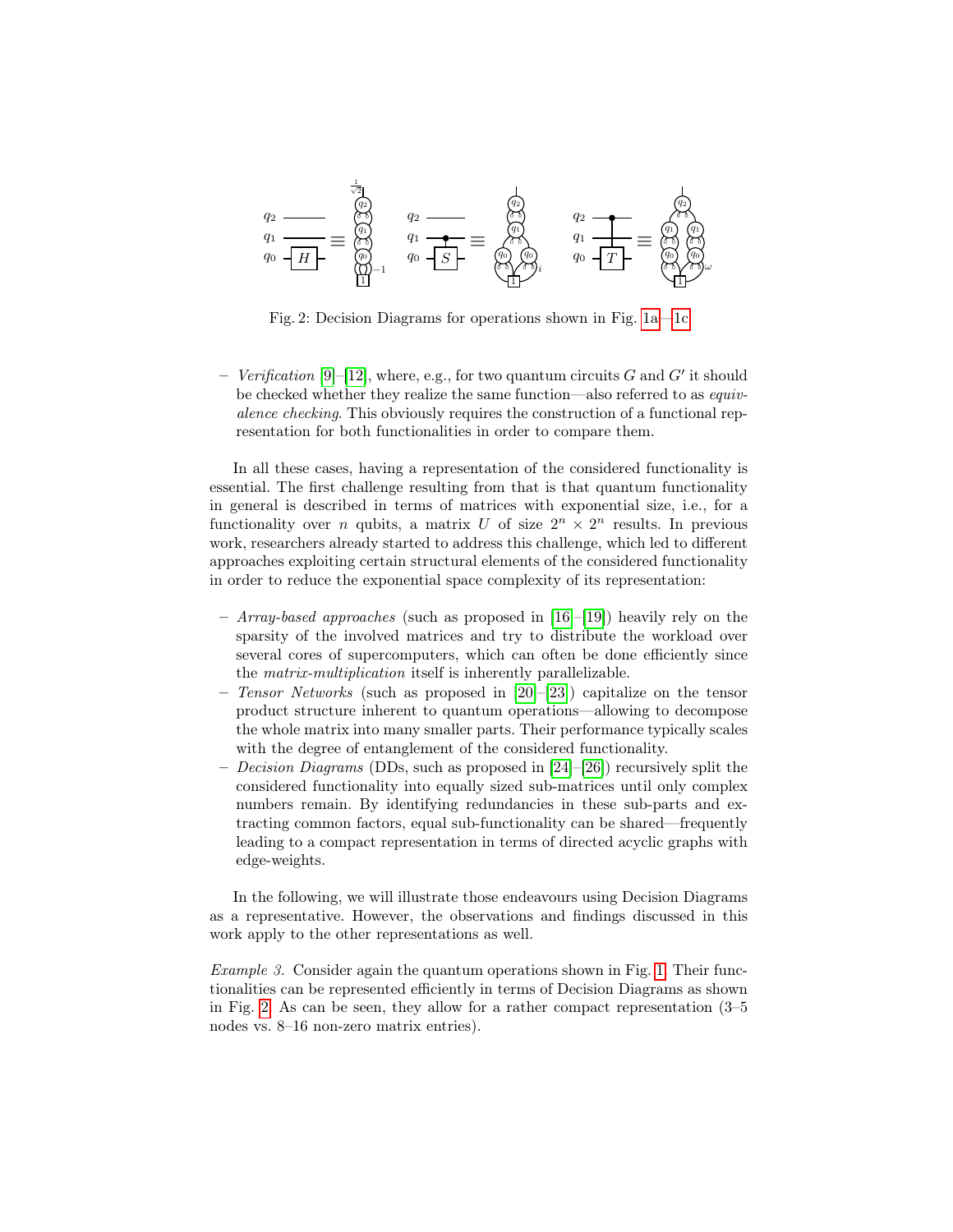Fig. 2: Decision Diagrams for operations shown in Fig. 1a–1c

– *Verification* [9]–[12], where, e.g., for two quantum circuits $G$ and $G'$ it should be checked whether they realize the same function—also referred to as *equivalence checking*. This obviously requires the construction of a functional representation for both functionalities in order to compare them.

In all these cases, having a representation of the considered functionality is essential. The first challenge resulting from that is that quantum functionality in general is described in terms of matrices with exponential size, i.e., for a functionality over $n$ qubits, a matrix $U$ of size $2^n \times 2^n$ results. In previous work, researchers already started to address this challenge, which led to different approaches exploiting certain structural elements of the considered functionality in order to reduce the exponential space complexity of its representation:

– *Array-based approaches* (such as proposed in [16]–[19]) heavily rely on the sparsity of the involved matrices and try to distribute the workload over several cores of supercomputers, which can often be done efficiently since the *matrix-multiplication* itself is inherently parallelizable.
– *Tensor Networks* (such as proposed in [20]–[23]) capitalize on the tensor product structure inherent to quantum operations—allowing to decompose the whole matrix into many smaller parts. Their performance typically scales with the degree of entanglement of the considered functionality.
– *Decision Diagrams* (DDs, such as proposed in [24]–[26]) recursively split the considered functionality into equally sized sub-matrices until only complex numbers remain. By identifying redundancies in these sub-parts and extracting common factors, equal sub-functionality can be shared—frequently leading to a compact representation in terms of directed acyclic graphs with edge-weights.

In the following, we will illustrate those endeavours using Decision Diagrams as a representative. However, the observations and findings discussed in this work apply to the other representations as well.

*Example 3.* Consider again the quantum operations shown in Fig. 1. Their functionalities can be represented efficiently in terms of Decision Diagrams as shown in Fig. 2. As can be seen, they allow for a rather compact representation (3–5 nodes vs. 8–16 non-zero matrix entries).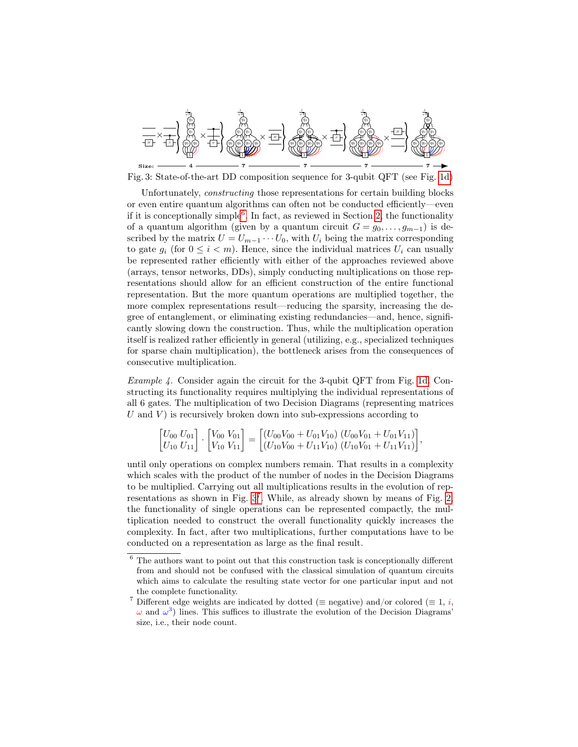Size: 4 7 7 7 7

Fig. 3: State-of-the-art DD composition sequence for 3-qubit QFT (see Fig. 1d)

Unfortunately, *constructing* those representations for certain building blocks or even entire quantum algorithms can often not be conducted efficiently—even if it is conceptionally simple[6]. In fact, as reviewed in Section 2, the functionality of a quantum algorithm (given by a quantum circuit $G = g_0, \ldots, g_{m-1}$) is described by the matrix $U = U_{m-1} \cdots U_0$, with $U_i$ being the matrix corresponding to gate $g_i$ (for $0 \leq i < m$). Hence, since the individual matrices $U_i$ can usually be represented rather efficiently with either of the approaches reviewed above (arrays, tensor networks, DDs), simply conducting multiplications on those representations should allow for an efficient construction of the entire functional representation. But the more quantum operations are multiplied together, the more complex representations result—reducing the sparsity, increasing the degree of entanglement, or eliminating existing redundancies—and, hence, significantly slowing down the construction. Thus, while the multiplication operation itself is realized rather efficiently in general (utilizing, e.g., specialized techniques for sparse chain multiplication), the bottleneck arises from the consequences of consecutive multiplication.

*Example 4.* Consider again the circuit for the 3-qubit QFT from Fig. 1d. Constructing its functionality requires multiplying the individual representations of all 6 gates. The multiplication of two Decision Diagrams (representing matrices $U$ and $V$) is recursively broken down into sub-expressions according to

$$\begin{bmatrix} U_{00} & U_{01} \\ U_{10} & U_{11} \end{bmatrix} \cdot \begin{bmatrix} V_{00} & V_{01} \\ V_{10} & V_{11} \end{bmatrix} = \begin{bmatrix} (U_{00}V_{00} + U_{01}V_{10}) & (U_{00}V_{01} + U_{01}V_{11}) \\ (U_{10}V_{00} + U_{11}V_{10}) & (U_{10}V_{01} + U_{11}V_{11}) \end{bmatrix},$$

until only operations on complex numbers remain. That results in a complexity which scales with the product of the number of nodes in the Decision Diagrams to be multiplied. Carrying out all multiplications results in the evolution of representations as shown in Fig. 3[7]. While, as already shown by means of Fig. 2, the functionality of single operations can be represented compactly, the multiplication needed to construct the overall functionality quickly increases the complexity. In fact, after two multiplications, further computations have to be conducted on a representation as large as the final result.

[6] The authors want to point out that this construction task is conceptionally different from and should not be confused with the classical simulation of quantum circuits which aims to calculate the resulting state vector for one particular input and not the complete functionality.

[7] Different edge weights are indicated by dotted ($\equiv$ negative) and/or colored ($\equiv 1$, $i$, $\omega$ and $\omega^3$) lines. This suffices to illustrate the evolution of the Decision Diagrams' size, i.e., their node count.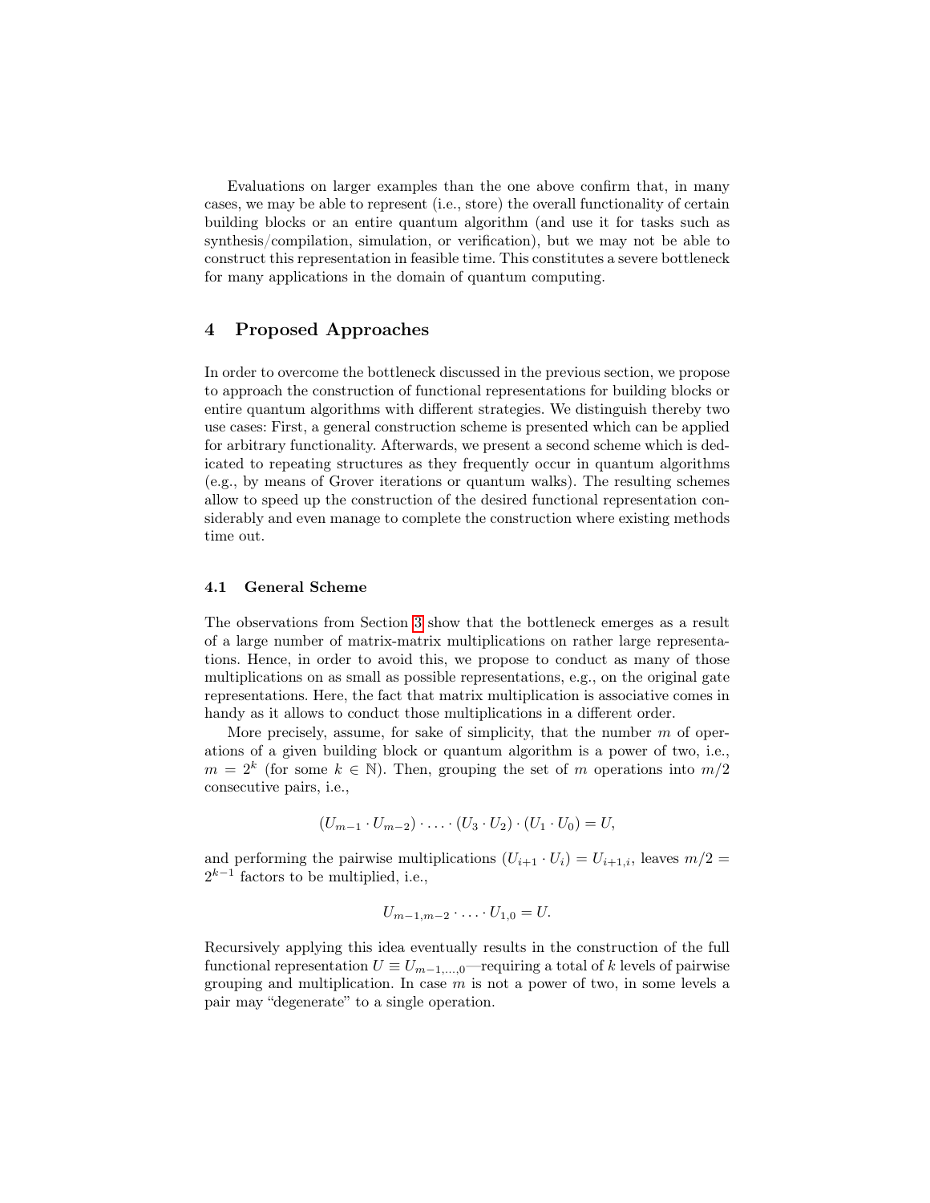Evaluations on larger examples than the one above confirm that, in many cases, we may be able to represent (i.e., store) the overall functionality of certain building blocks or an entire quantum algorithm (and use it for tasks such as synthesis/compilation, simulation, or verification), but we may not be able to construct this representation in feasible time. This constitutes a severe bottleneck for many applications in the domain of quantum computing.

## 4 Proposed Approaches

In order to overcome the bottleneck discussed in the previous section, we propose to approach the construction of functional representations for building blocks or entire quantum algorithms with different strategies. We distinguish thereby two use cases: First, a general construction scheme is presented which can be applied for arbitrary functionality. Afterwards, we present a second scheme which is dedicated to repeating structures as they frequently occur in quantum algorithms (e.g., by means of Grover iterations or quantum walks). The resulting schemes allow to speed up the construction of the desired functional representation considerably and even manage to complete the construction where existing methods time out.

### 4.1 General Scheme

The observations from Section 3 show that the bottleneck emerges as a result of a large number of matrix-matrix multiplications on rather large representations. Hence, in order to avoid this, we propose to conduct as many of those multiplications on as small as possible representations, e.g., on the original gate representations. Here, the fact that matrix multiplication is associative comes in handy as it allows to conduct those multiplications in a different order.

More precisely, assume, for sake of simplicity, that the number $m$ of operations of a given building block or quantum algorithm is a power of two, i.e., $m = 2^k$ (for some $k \in \mathbb{N}$). Then, grouping the set of $m$ operations into $m/2$ consecutive pairs, i.e.,

$$(U_{m-1} \cdot U_{m-2}) \cdot \ldots \cdot (U_3 \cdot U_2) \cdot (U_1 \cdot U_0) = U,$$

and performing the pairwise multiplications $(U_{i+1} \cdot U_i) = U_{i+1,i}$, leaves $m/2 = 2^{k-1}$ factors to be multiplied, i.e.,

$$U_{m-1,m-2} \cdot \ldots \cdot U_{1,0} = U.$$

Recursively applying this idea eventually results in the construction of the full functional representation $U \equiv U_{m-1,\ldots,0}$—requiring a total of $k$ levels of pairwise grouping and multiplication. In case $m$ is not a power of two, in some levels a pair may "degenerate" to a single operation.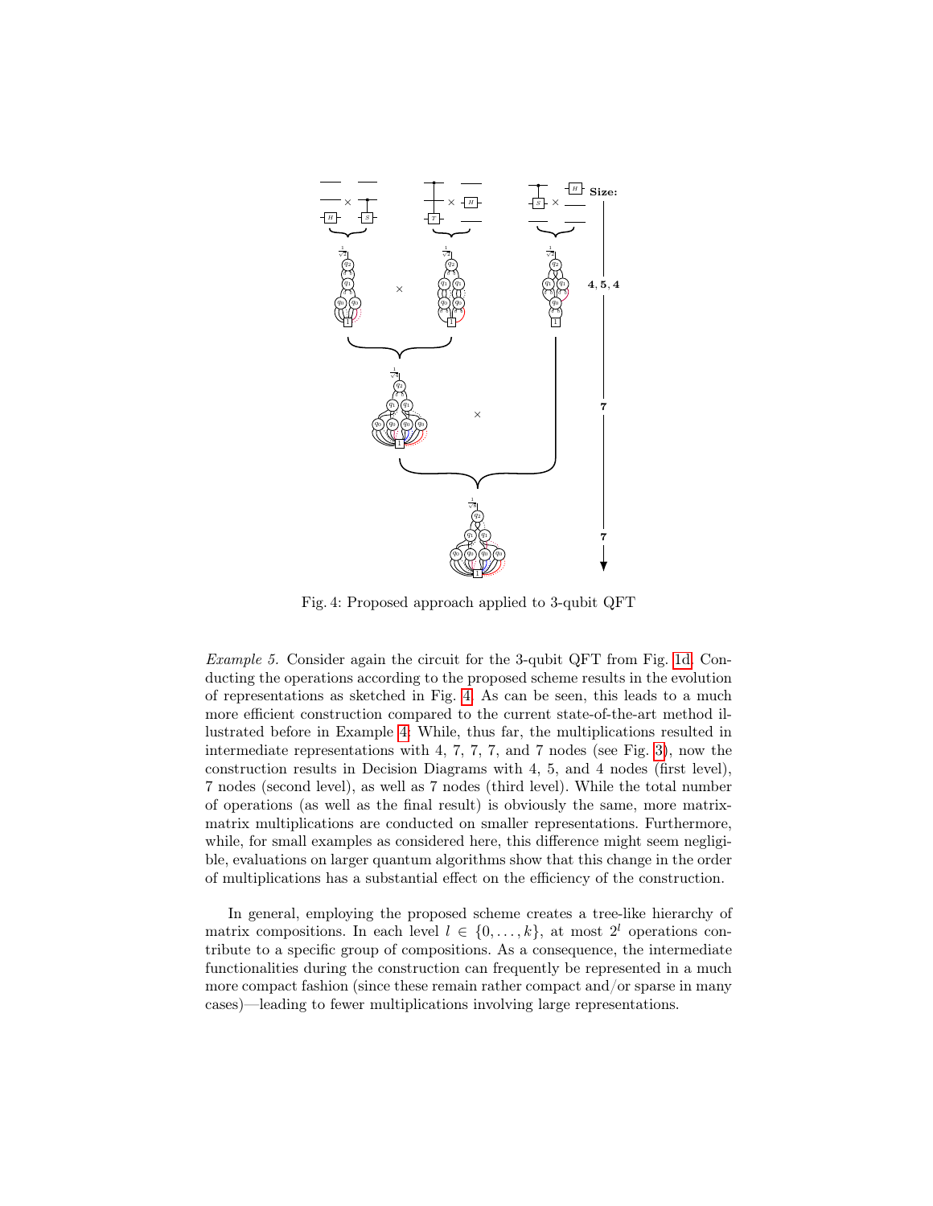Fig. 4: Proposed approach applied to 3-qubit QFT

*Example 5.* Consider again the circuit for the 3-qubit QFT from Fig. 1d. Conducting the operations according to the proposed scheme results in the evolution of representations as sketched in Fig. 4. As can be seen, this leads to a much more efficient construction compared to the current state-of-the-art method illustrated before in Example 4: While, thus far, the multiplications resulted in intermediate representations with 4, 7, 7, 7, and 7 nodes (see Fig. 3), now the construction results in Decision Diagrams with 4, 5, and 4 nodes (first level), 7 nodes (second level), as well as 7 nodes (third level). While the total number of operations (as well as the final result) is obviously the same, more matrix-matrix multiplications are conducted on smaller representations. Furthermore, while, for small examples as considered here, this difference might seem negligible, evaluations on larger quantum algorithms show that this change in the order of multiplications has a substantial effect on the efficiency of the construction.

In general, employing the proposed scheme creates a tree-like hierarchy of matrix compositions. In each level $l \in \{0, \ldots, k\}$, at most $2^l$ operations contribute to a specific group of compositions. As a consequence, the intermediate functionalities during the construction can frequently be represented in a much more compact fashion (since these remain rather compact and/or sparse in many cases)—leading to fewer multiplications involving large representations.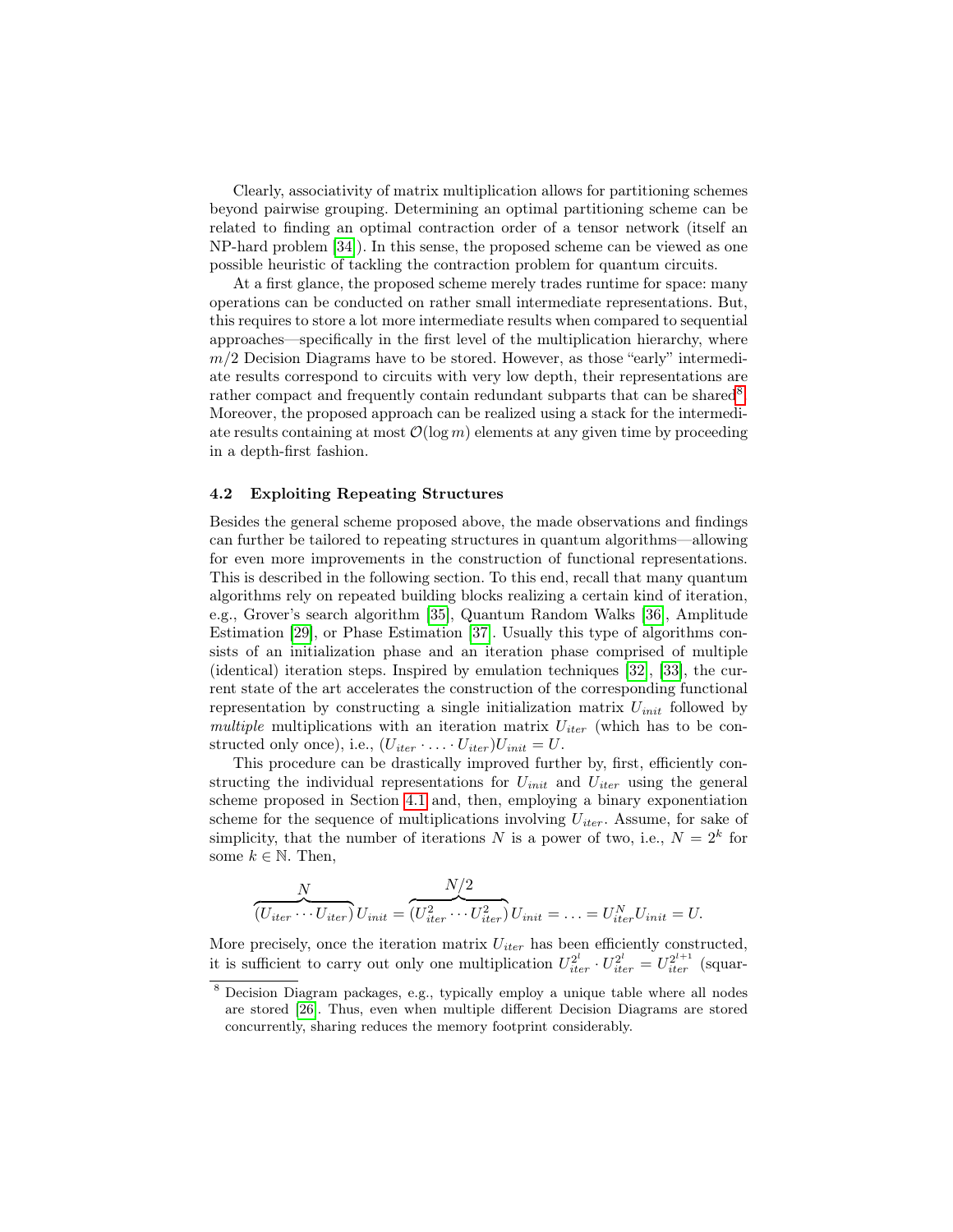Clearly, associativity of matrix multiplication allows for partitioning schemes beyond pairwise grouping. Determining an optimal partitioning scheme can be related to finding an optimal contraction order of a tensor network (itself an NP-hard problem [34]). In this sense, the proposed scheme can be viewed as one possible heuristic of tackling the contraction problem for quantum circuits.

At a first glance, the proposed scheme merely trades runtime for space: many operations can be conducted on rather small intermediate representations. But, this requires to store a lot more intermediate results when compared to sequential approaches—specifically in the first level of the multiplication hierarchy, where $m/2$ Decision Diagrams have to be stored. However, as those "early" intermediate results correspond to circuits with very low depth, their representations are rather compact and frequently contain redundant subparts that can be shared[8]. Moreover, the proposed approach can be realized using a stack for the intermediate results containing at most $\mathcal{O}(\log m)$ elements at any given time by proceeding in a depth-first fashion.

### 4.2 Exploiting Repeating Structures

Besides the general scheme proposed above, the made observations and findings can further be tailored to repeating structures in quantum algorithms—allowing for even more improvements in the construction of functional representations. This is described in the following section. To this end, recall that many quantum algorithms rely on repeated building blocks realizing a certain kind of iteration, e.g., Grover's search algorithm [35], Quantum Random Walks [36], Amplitude Estimation [29], or Phase Estimation [37]. Usually this type of algorithms consists of an initialization phase and an iteration phase comprised of multiple (identical) iteration steps. Inspired by emulation techniques [32], [33], the current state of the art accelerates the construction of the corresponding functional representation by constructing a single initialization matrix $U_{init}$ followed by *multiple* multiplications with an iteration matrix $U_{iter}$ (which has to be constructed only once), i.e., $(U_{iter} \cdot \ldots \cdot U_{iter})U_{init} = U$.

This procedure can be drastically improved further by, first, efficiently constructing the individual representations for $U_{init}$ and $U_{iter}$ using the general scheme proposed in Section 4.1 and, then, employing a binary exponentiation scheme for the sequence of multiplications involving $U_{iter}$. Assume, for sake of simplicity, that the number of iterations $N$ is a power of two, i.e., $N = 2^k$ for some $k \in \mathbb{N}$. Then,

$$\overbrace{(U_{iter} \cdots U_{iter})}^{N} U_{init} = \overbrace{(U_{iter}^2 \cdots U_{iter}^2)}^{N/2} U_{init} = \ldots = U_{iter}^N U_{init} = U.$$

More precisely, once the iteration matrix $U_{iter}$ has been efficiently constructed, it is sufficient to carry out only one multiplication $U_{iter}^{2^l} \cdot U_{iter}^{2^l} = U_{iter}^{2^{l+1}}$ (squar-

[8] Decision Diagram packages, e.g., typically employ a unique table where all nodes are stored [26]. Thus, even when multiple different Decision Diagrams are stored concurrently, sharing reduces the memory footprint considerably.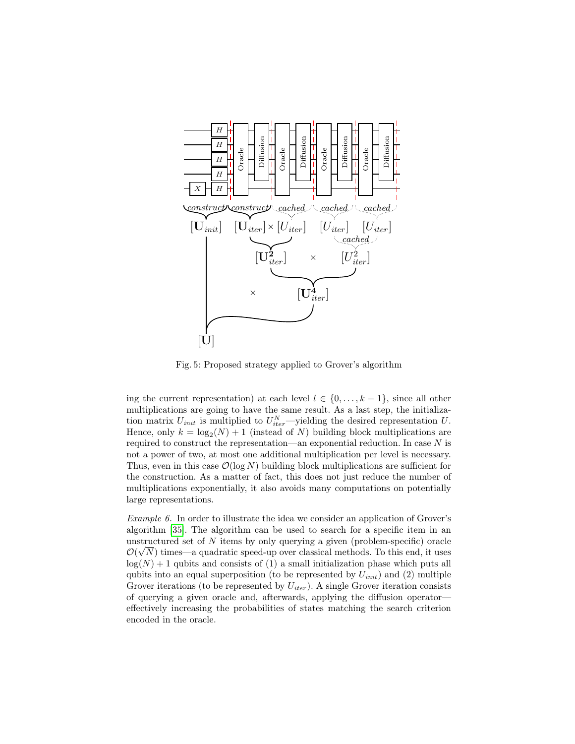Fig. 5: Proposed strategy applied to Grover's algorithm

ing the current representation) at each level $l \in \{0, \dots, k-1\}$, since all other multiplications are going to have the same result. As a last step, the initialization matrix $U_{init}$ is multiplied to $U_{iter}^N$—yielding the desired representation $U$. Hence, only $k = \log_2(N) + 1$ (instead of $N$) building block multiplications are required to construct the representation—an exponential reduction. In case $N$ is not a power of two, at most one additional multiplication per level is necessary. Thus, even in this case $\mathcal{O}(\log N)$ building block multiplications are sufficient for the construction. As a matter of fact, this does not just reduce the number of multiplications exponentially, it also avoids many computations on potentially large representations.

*Example 6.* In order to illustrate the idea we consider an application of Grover's algorithm [35]. The algorithm can be used to search for a specific item in an unstructured set of $N$ items by only querying a given (problem-specific) oracle $\mathcal{O}(\sqrt{N})$ times—a quadratic speed-up over classical methods. To this end, it uses $\log(N) + 1$ qubits and consists of (1) a small initialization phase which puts all qubits into an equal superposition (to be represented by $U_{init}$) and (2) multiple Grover iterations (to be represented by $U_{iter}$). A single Grover iteration consists of querying a given oracle and, afterwards, applying the diffusion operator—effectively increasing the probabilities of states matching the search criterion encoded in the oracle.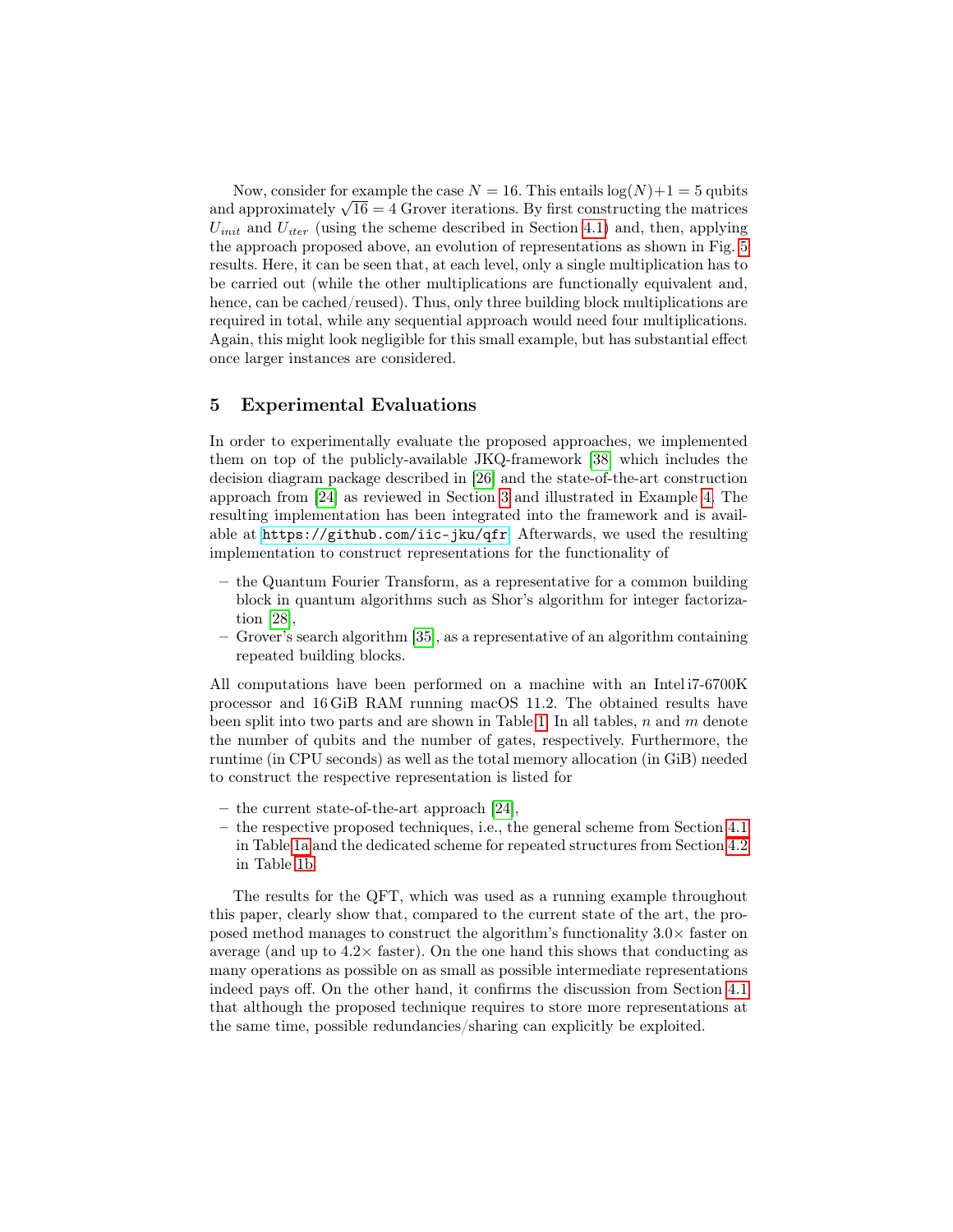Now, consider for example the case $N = 16$. This entails $\log(N)+1 = 5$ qubits and approximately $\sqrt{16} = 4$ Grover iterations. By first constructing the matrices $U_{init}$ and $U_{iter}$ (using the scheme described in Section 4.1) and, then, applying the approach proposed above, an evolution of representations as shown in Fig. 5 results. Here, it can be seen that, at each level, only a single multiplication has to be carried out (while the other multiplications are functionally equivalent and, hence, can be cached/reused). Thus, only three building block multiplications are required in total, while any sequential approach would need four multiplications. Again, this might look negligible for this small example, but has substantial effect once larger instances are considered.

## 5 Experimental Evaluations

In order to experimentally evaluate the proposed approaches, we implemented them on top of the publicly-available JKQ-framework [38] which includes the decision diagram package described in [26] and the state-of-the-art construction approach from [24] as reviewed in Section 3 and illustrated in Example 4. The resulting implementation has been integrated into the framework and is available at https://github.com/iic-jku/qfr. Afterwards, we used the resulting implementation to construct representations for the functionality of

– the Quantum Fourier Transform, as a representative for a common building block in quantum algorithms such as Shor's algorithm for integer factorization [28],
– Grover's search algorithm [35], as a representative of an algorithm containing repeated building blocks.

All computations have been performed on a machine with an Intel i7-6700K processor and 16 GiB RAM running macOS 11.2. The obtained results have been split into two parts and are shown in Table 1. In all tables, $n$ and $m$ denote the number of qubits and the number of gates, respectively. Furthermore, the runtime (in CPU seconds) as well as the total memory allocation (in GiB) needed to construct the respective representation is listed for

– the current state-of-the-art approach [24],
– the respective proposed techniques, i.e., the general scheme from Section 4.1 in Table 1a and the dedicated scheme for repeated structures from Section 4.2 in Table 1b.

The results for the QFT, which was used as a running example throughout this paper, clearly show that, compared to the current state of the art, the proposed method manages to construct the algorithm's functionality 3.0× faster on average (and up to 4.2× faster). On the one hand this shows that conducting as many operations as possible on as small as possible intermediate representations indeed pays off. On the other hand, it confirms the discussion from Section 4.1 that although the proposed technique requires to store more representations at the same time, possible redundancies/sharing can explicitly be exploited.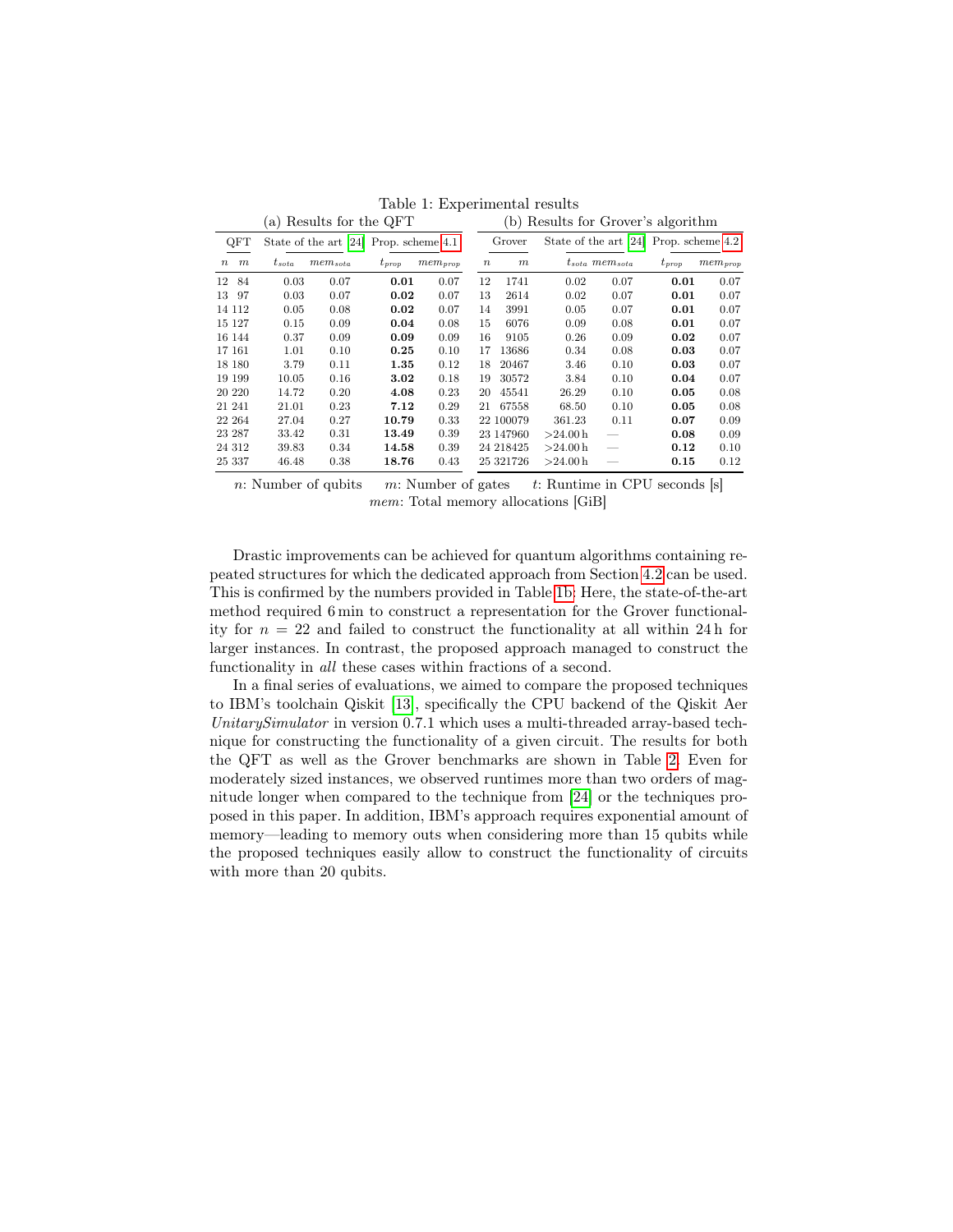Table 1: Experimental results

(a) Results for the QFT

| QFT | | State of the art [24] | | Prop. scheme 4.1 | |
|---|---|---|---|---|---|
| $n$ | $m$ | $t_{sota}$ | $mem_{sota}$ | $t_{prop}$ | $mem_{prop}$ |
| 12 | 84 | 0.03 | 0.07 | **0.01** | 0.07 |
| 13 | 97 | 0.03 | 0.07 | **0.02** | 0.07 |
| 14 | 112 | 0.05 | 0.08 | **0.02** | 0.07 |
| 15 | 127 | 0.15 | 0.09 | **0.04** | 0.08 |
| 16 | 144 | 0.37 | 0.09 | **0.09** | 0.09 |
| 17 | 161 | 1.01 | 0.10 | **0.25** | 0.10 |
| 18 | 180 | 3.79 | 0.11 | **1.35** | 0.12 |
| 19 | 199 | 10.05 | 0.16 | **3.02** | 0.18 |
| 20 | 220 | 14.72 | 0.20 | **4.08** | 0.23 |
| 21 | 241 | 21.01 | 0.23 | **7.12** | 0.29 |
| 22 | 264 | 27.04 | 0.27 | **10.79** | 0.33 |
| 23 | 287 | 33.42 | 0.31 | **13.49** | 0.39 |
| 24 | 312 | 39.83 | 0.34 | **14.58** | 0.39 |
| 25 | 337 | 46.48 | 0.38 | **18.76** | 0.43 |

(b) Results for Grover's algorithm

| Grover | | State of the art [24] | | Prop. scheme 4.2 | |
|---|---|---|---|---|---|
| $n$ | $m$ | $t_{sota}$ | $mem_{sota}$ | $t_{prop}$ | $mem_{prop}$ |
| 12 | 1741 | 0.02 | 0.07 | **0.01** | 0.07 |
| 13 | 2614 | 0.02 | 0.07 | **0.01** | 0.07 |
| 14 | 3991 | 0.05 | 0.07 | **0.01** | 0.07 |
| 15 | 6076 | 0.09 | 0.08 | **0.01** | 0.07 |
| 16 | 9105 | 0.26 | 0.09 | **0.02** | 0.07 |
| 17 | 13686 | 0.34 | 0.08 | **0.03** | 0.07 |
| 18 | 20467 | 3.46 | 0.10 | **0.03** | 0.07 |
| 19 | 30572 | 3.84 | 0.10 | **0.04** | 0.07 |
| 20 | 45541 | 26.29 | 0.10 | **0.05** | 0.08 |
| 21 | 67558 | 68.50 | 0.10 | **0.05** | 0.08 |
| 22 | 100079 | 361.23 | 0.11 | **0.07** | 0.09 |
| 23 | 147960 | >24.00 h | — | **0.08** | 0.09 |
| 24 | 218425 | >24.00 h | — | **0.12** | 0.10 |
| 25 | 321726 | >24.00 h | — | **0.15** | 0.12 |

$n$: Number of qubits $m$: Number of gates $t$: Runtime in CPU seconds [s]
$mem$: Total memory allocations [GiB]

Drastic improvements can be achieved for quantum algorithms containing repeated structures for which the dedicated approach from Section 4.2 can be used. This is confirmed by the numbers provided in Table 1b: Here, the state-of-the-art method required 6 min to construct a representation for the Grover functionality for $n = 22$ and failed to construct the functionality at all within 24 h for larger instances. In contrast, the proposed approach managed to construct the functionality in *all* these cases within fractions of a second.

In a final series of evaluations, we aimed to compare the proposed techniques to IBM's toolchain Qiskit [13], specifically the CPU backend of the Qiskit Aer *UnitarySimulator* in version 0.7.1 which uses a multi-threaded array-based technique for constructing the functionality of a given circuit. The results for both the QFT as well as the Grover benchmarks are shown in Table 2. Even for moderately sized instances, we observed runtimes more than two orders of magnitude longer when compared to the technique from [24] or the techniques proposed in this paper. In addition, IBM's approach requires exponential amount of memory—leading to memory outs when considering more than 15 qubits while the proposed techniques easily allow to construct the functionality of circuits with more than 20 qubits.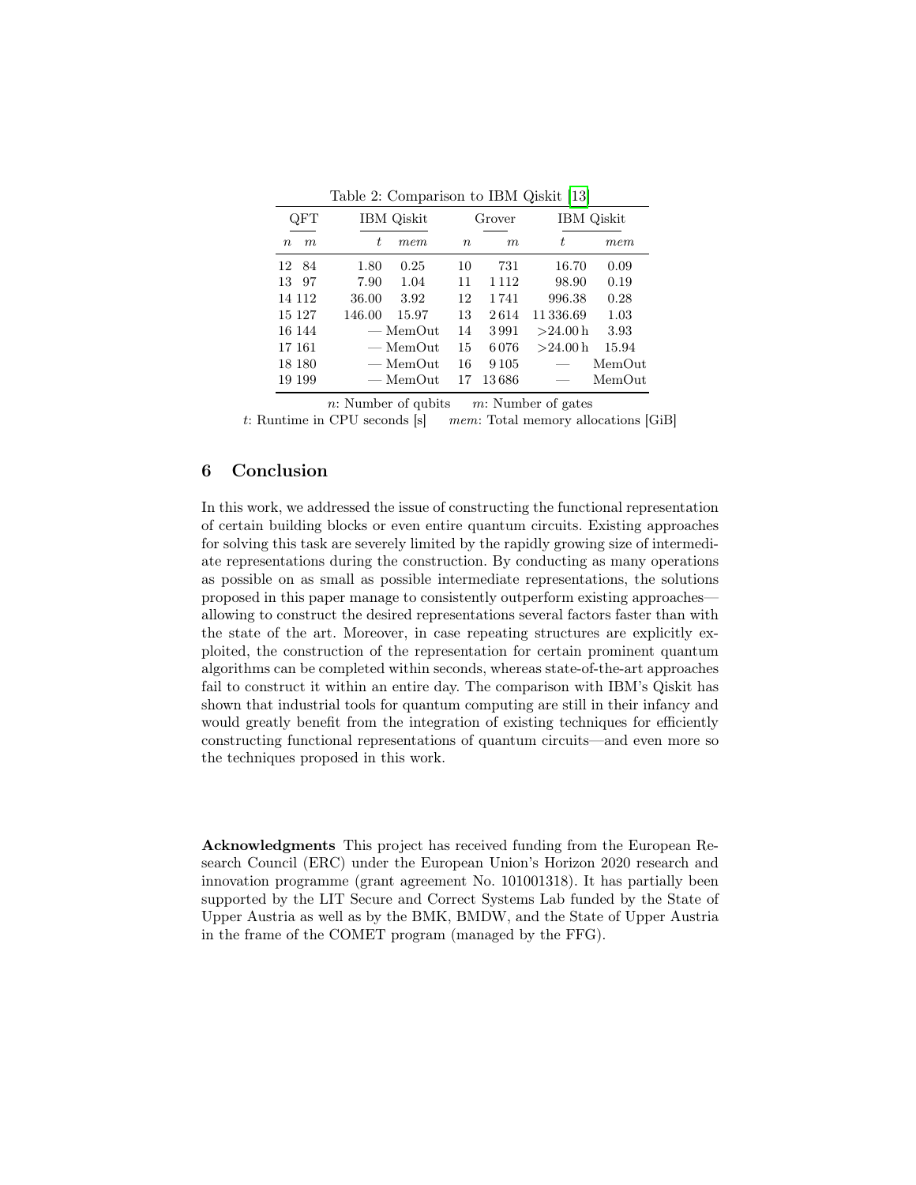Table 2: Comparison to IBM Qiskit [13]

| QFT | | IBM Qiskit | | Grover | | IBM Qiskit | |
|---|---|---|---|---|---|---|---|
| $n$ | $m$ | $t$ | *mem* | $n$ | $m$ | $t$ | *mem* |
| 12 | 84 | 1.80 | 0.25 | 10 | 731 | 16.70 | 0.09 |
| 13 | 97 | 7.90 | 1.04 | 11 | 1 112 | 98.90 | 0.19 |
| 14 | 112 | 36.00 | 3.92 | 12 | 1 741 | 996.38 | 0.28 |
| 15 | 127 | 146.00 | 15.97 | 13 | 2 614 | 11 336.69 | 1.03 |
| 16 | 144 | — | MemOut | 14 | 3 991 | >24.00 h | 3.93 |
| 17 | 161 | — | MemOut | 15 | 6 076 | >24.00 h | 15.94 |
| 18 | 180 | — | MemOut | 16 | 9 105 | — | MemOut |
| 19 | 199 | — | MemOut | 17 | 13 686 | — | MemOut |

$n$: Number of qubits  $m$: Number of gates
$t$: Runtime in CPU seconds [s]  *mem*: Total memory allocations [GiB]

## 6 Conclusion

In this work, we addressed the issue of constructing the functional representation of certain building blocks or even entire quantum circuits. Existing approaches for solving this task are severely limited by the rapidly growing size of intermediate representations during the construction. By conducting as many operations as possible on as small as possible intermediate representations, the solutions proposed in this paper manage to consistently outperform existing approaches—allowing to construct the desired representations several factors faster than with the state of the art. Moreover, in case repeating structures are explicitly exploited, the construction of the representation for certain prominent quantum algorithms can be completed within seconds, whereas state-of-the-art approaches fail to construct it within an entire day. The comparison with IBM's Qiskit has shown that industrial tools for quantum computing are still in their infancy and would greatly benefit from the integration of existing techniques for efficiently constructing functional representations of quantum circuits—and even more so the techniques proposed in this work.

**Acknowledgments** This project has received funding from the European Research Council (ERC) under the European Union's Horizon 2020 research and innovation programme (grant agreement No. 101001318). It has partially been supported by the LIT Secure and Correct Systems Lab funded by the State of Upper Austria as well as by the BMK, BMDW, and the State of Upper Austria in the frame of the COMET program (managed by the FFG).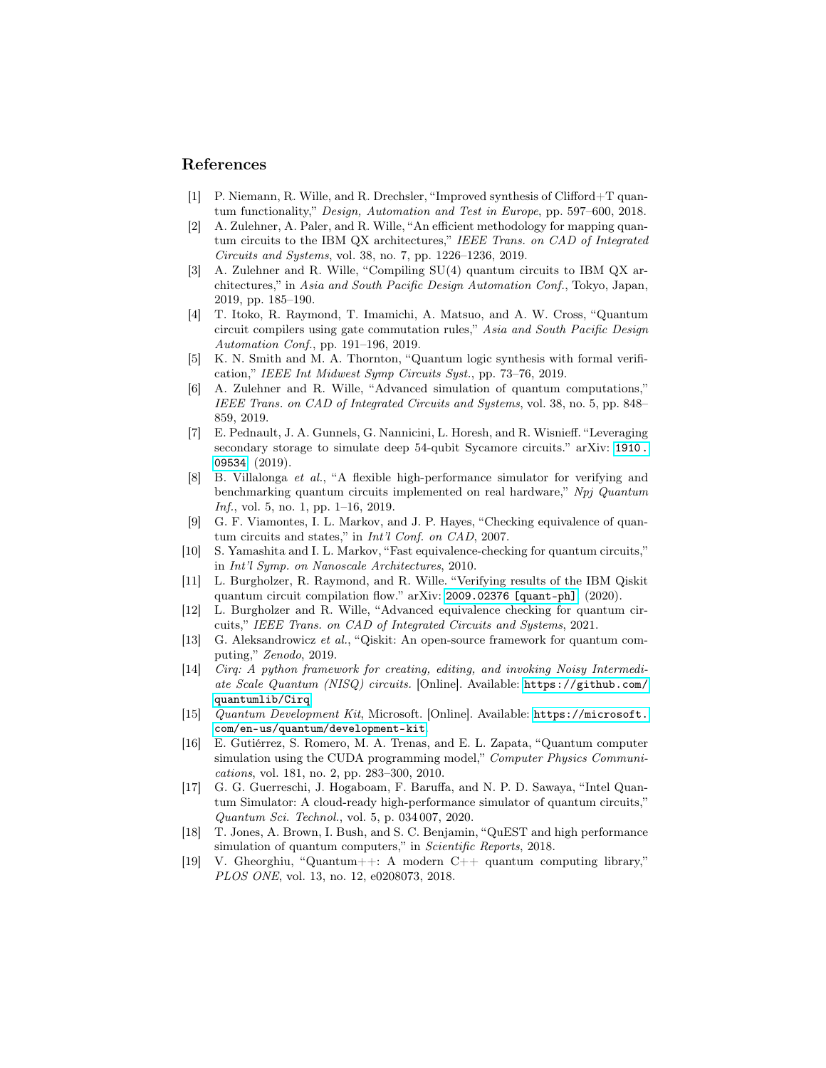## References

[1] P. Niemann, R. Wille, and R. Drechsler, "Improved synthesis of Clifford+T quantum functionality," *Design, Automation and Test in Europe*, pp. 597–600, 2018.

[2] A. Zulehner, A. Paler, and R. Wille, "An efficient methodology for mapping quantum circuits to the IBM QX architectures," *IEEE Trans. on CAD of Integrated Circuits and Systems*, vol. 38, no. 7, pp. 1226–1236, 2019.

[3] A. Zulehner and R. Wille, "Compiling SU(4) quantum circuits to IBM QX architectures," in *Asia and South Pacific Design Automation Conf.*, Tokyo, Japan, 2019, pp. 185–190.

[4] T. Itoko, R. Raymond, T. Imamichi, A. Matsuo, and A. W. Cross, "Quantum circuit compilers using gate commutation rules," *Asia and South Pacific Design Automation Conf.*, pp. 191–196, 2019.

[5] K. N. Smith and M. A. Thornton, "Quantum logic synthesis with formal verification," *IEEE Int Midwest Symp Circuits Syst.*, pp. 73–76, 2019.

[6] A. Zulehner and R. Wille, "Advanced simulation of quantum computations," *IEEE Trans. on CAD of Integrated Circuits and Systems*, vol. 38, no. 5, pp. 848–859, 2019.

[7] E. Pednault, J. A. Gunnels, G. Nannicini, L. Horesh, and R. Wisnieff. "Leveraging secondary storage to simulate deep 54-qubit Sycamore circuits." arXiv: `1910.09534` (2019).

[8] B. Villalonga *et al.*, "A flexible high-performance simulator for verifying and benchmarking quantum circuits implemented on real hardware," *Npj Quantum Inf.*, vol. 5, no. 1, pp. 1–16, 2019.

[9] G. F. Viamontes, I. L. Markov, and J. P. Hayes, "Checking equivalence of quantum circuits and states," in *Int'l Conf. on CAD*, 2007.

[10] S. Yamashita and I. L. Markov, "Fast equivalence-checking for quantum circuits," in *Int'l Symp. on Nanoscale Architectures*, 2010.

[11] L. Burgholzer, R. Raymond, and R. Wille. "Verifying results of the IBM Qiskit quantum circuit compilation flow." arXiv: `2009.02376 [quant-ph]` (2020).

[12] L. Burgholzer and R. Wille, "Advanced equivalence checking for quantum circuits," *IEEE Trans. on CAD of Integrated Circuits and Systems*, 2021.

[13] G. Aleksandrowicz *et al.*, "Qiskit: An open-source framework for quantum computing," *Zenodo*, 2019.

[14] *Cirq: A python framework for creating, editing, and invoking Noisy Intermediate Scale Quantum (NISQ) circuits.* [Online]. Available: `https://github.com/quantumlib/Cirq`

[15] *Quantum Development Kit*, Microsoft. [Online]. Available: `https://microsoft.com/en-us/quantum/development-kit`

[16] E. Gutiérrez, S. Romero, M. A. Trenas, and E. L. Zapata, "Quantum computer simulation using the CUDA programming model," *Computer Physics Communications*, vol. 181, no. 2, pp. 283–300, 2010.

[17] G. G. Guerreschi, J. Hogaboam, F. Baruffa, and N. P. D. Sawaya, "Intel Quantum Simulator: A cloud-ready high-performance simulator of quantum circuits," *Quantum Sci. Technol.*, vol. 5, p. 034 007, 2020.

[18] T. Jones, A. Brown, I. Bush, and S. C. Benjamin, "QuEST and high performance simulation of quantum computers," in *Scientific Reports*, 2018.

[19] V. Gheorghiu, "Quantum++: A modern C++ quantum computing library," *PLOS ONE*, vol. 13, no. 12, e0208073, 2018.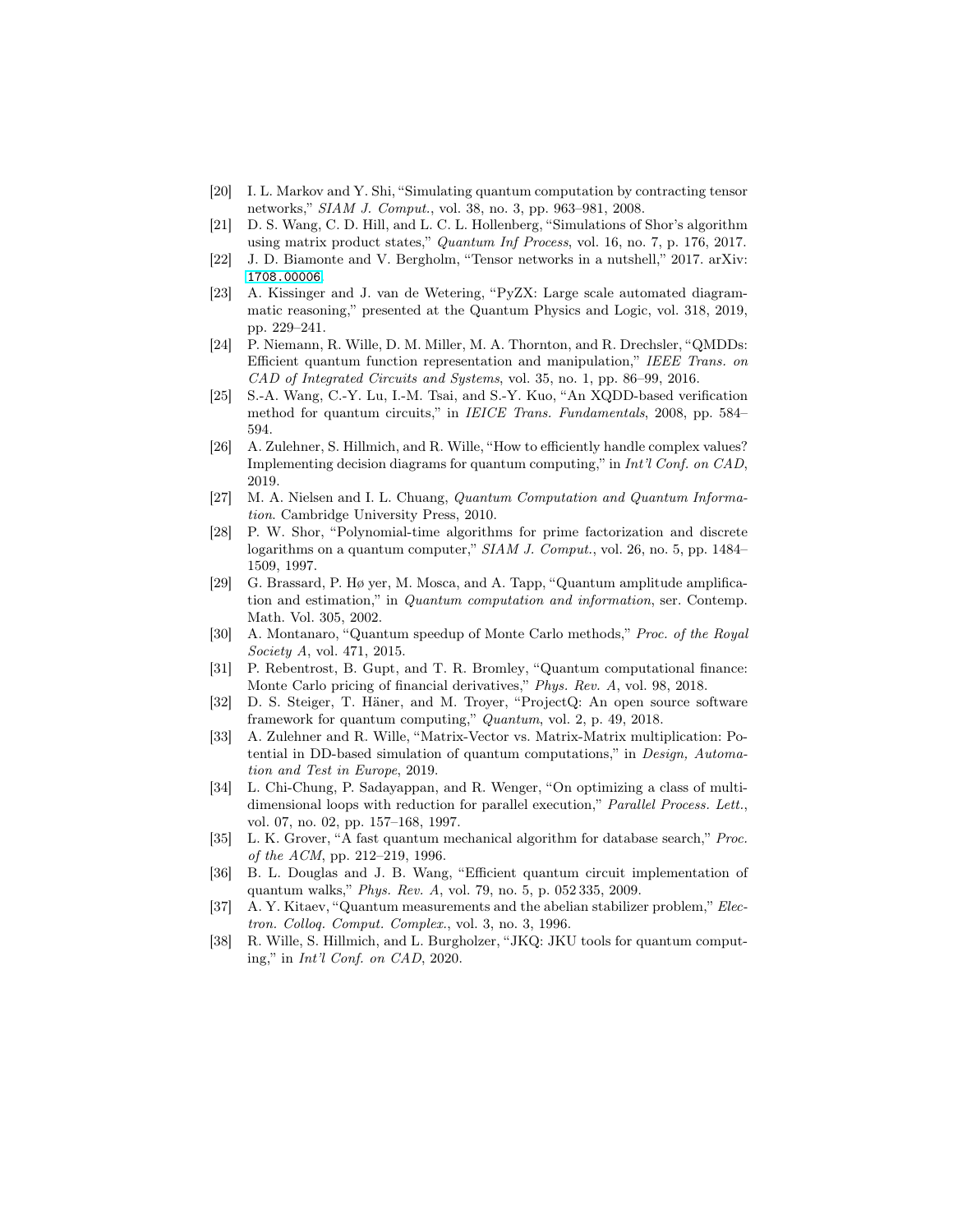[20] I. L. Markov and Y. Shi, "Simulating quantum computation by contracting tensor networks," *SIAM J. Comput.*, vol. 38, no. 3, pp. 963–981, 2008.

[21] D. S. Wang, C. D. Hill, and L. C. L. Hollenberg, "Simulations of Shor's algorithm using matrix product states," *Quantum Inf Process*, vol. 16, no. 7, p. 176, 2017.

[22] J. D. Biamonte and V. Bergholm, "Tensor networks in a nutshell," 2017. arXiv: 1708.00006

[23] A. Kissinger and J. van de Wetering, "PyZX: Large scale automated diagrammatic reasoning," presented at the Quantum Physics and Logic, vol. 318, 2019, pp. 229–241.

[24] P. Niemann, R. Wille, D. M. Miller, M. A. Thornton, and R. Drechsler, "QMDDs: Efficient quantum function representation and manipulation," *IEEE Trans. on CAD of Integrated Circuits and Systems*, vol. 35, no. 1, pp. 86–99, 2016.

[25] S.-A. Wang, C.-Y. Lu, I.-M. Tsai, and S.-Y. Kuo, "An XQDD-based verification method for quantum circuits," in *IEICE Trans. Fundamentals*, 2008, pp. 584–594.

[26] A. Zulehner, S. Hillmich, and R. Wille, "How to efficiently handle complex values? Implementing decision diagrams for quantum computing," in *Int'l Conf. on CAD*, 2019.

[27] M. A. Nielsen and I. L. Chuang, *Quantum Computation and Quantum Information*. Cambridge University Press, 2010.

[28] P. W. Shor, "Polynomial-time algorithms for prime factorization and discrete logarithms on a quantum computer," *SIAM J. Comput.*, vol. 26, no. 5, pp. 1484–1509, 1997.

[29] G. Brassard, P. Hø yer, M. Mosca, and A. Tapp, "Quantum amplitude amplification and estimation," in *Quantum computation and information*, ser. Contemp. Math. Vol. 305, 2002.

[30] A. Montanaro, "Quantum speedup of Monte Carlo methods," *Proc. of the Royal Society A*, vol. 471, 2015.

[31] P. Rebentrost, B. Gupt, and T. R. Bromley, "Quantum computational finance: Monte Carlo pricing of financial derivatives," *Phys. Rev. A*, vol. 98, 2018.

[32] D. S. Steiger, T. Häner, and M. Troyer, "ProjectQ: An open source software framework for quantum computing," *Quantum*, vol. 2, p. 49, 2018.

[33] A. Zulehner and R. Wille, "Matrix-Vector vs. Matrix-Matrix multiplication: Potential in DD-based simulation of quantum computations," in *Design, Automation and Test in Europe*, 2019.

[34] L. Chi-Chung, P. Sadayappan, and R. Wenger, "On optimizing a class of multi-dimensional loops with reduction for parallel execution," *Parallel Process. Lett.*, vol. 07, no. 02, pp. 157–168, 1997.

[35] L. K. Grover, "A fast quantum mechanical algorithm for database search," *Proc. of the ACM*, pp. 212–219, 1996.

[36] B. L. Douglas and J. B. Wang, "Efficient quantum circuit implementation of quantum walks," *Phys. Rev. A*, vol. 79, no. 5, p. 052 335, 2009.

[37] A. Y. Kitaev, "Quantum measurements and the abelian stabilizer problem," *Electron. Colloq. Comput. Complex.*, vol. 3, no. 3, 1996.

[38] R. Wille, S. Hillmich, and L. Burgholzer, "JKQ: JKU tools for quantum computing," in *Int'l Conf. on CAD*, 2020.